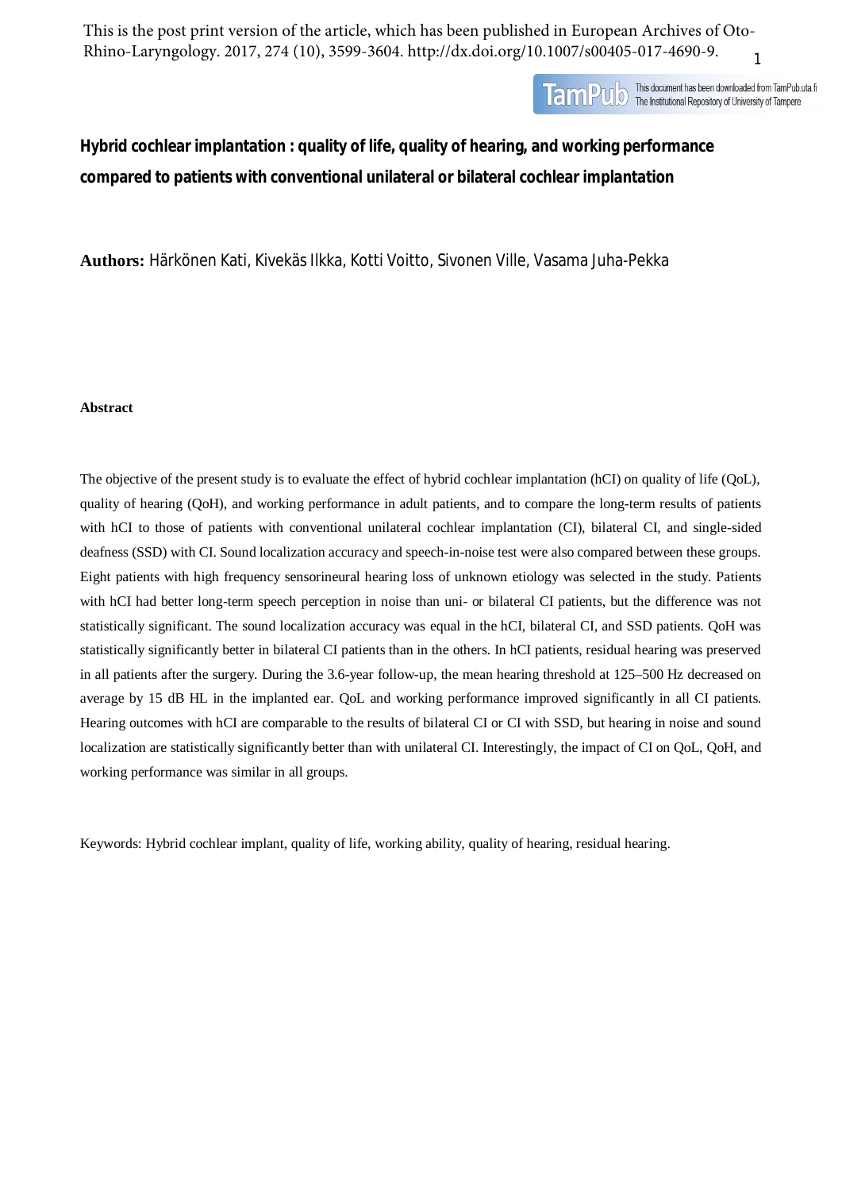This is the post print version of the article, which has been published in European Archives of Oto-Rhino-Laryngology. 2017, 274 (10), 3599-3604. http://dx.doi.org/10.1007/s00405-017-4690-9.

# Hybrid cochlear implantation : quality of life, quality of hearing, and working performance compared to patients with conventional unilateral or bilateral cochlear implantation

**Authors:** Härkönen Kati, Kivekäs Ilkka, Kotti Voitto, Sivonen Ville, Vasama Juha-Pekka

**Abstract**

The objective of the present study is to evaluate the effect of hybrid cochlear implantation (hCI) on quality of life (QoL), quality of hearing (QoH), and working performance in adult patients, and to compare the long-term results of patients with hCI to those of patients with conventional unilateral cochlear implantation (CI), bilateral CI, and single-sided deafness (SSD) with CI. Sound localization accuracy and speech-in-noise test were also compared between these groups. Eight patients with high frequency sensorineural hearing loss of unknown etiology was selected in the study. Patients with hCI had better long-term speech perception in noise than uni- or bilateral CI patients, but the difference was not statistically significant. The sound localization accuracy was equal in the hCI, bilateral CI, and SSD patients. QoH was statistically significantly better in bilateral CI patients than in the others. In hCI patients, residual hearing was preserved in all patients after the surgery. During the 3.6-year follow-up, the mean hearing threshold at 125–500 Hz decreased on average by 15 dB HL in the implanted ear. QoL and working performance improved significantly in all CI patients. Hearing outcomes with hCI are comparable to the results of bilateral CI or CI with SSD, but hearing in noise and sound localization are statistically significantly better than with unilateral CI. Interestingly, the impact of CI on QoL, QoH, and working performance was similar in all groups.

Keywords: Hybrid cochlear implant, quality of life, working ability, quality of hearing, residual hearing.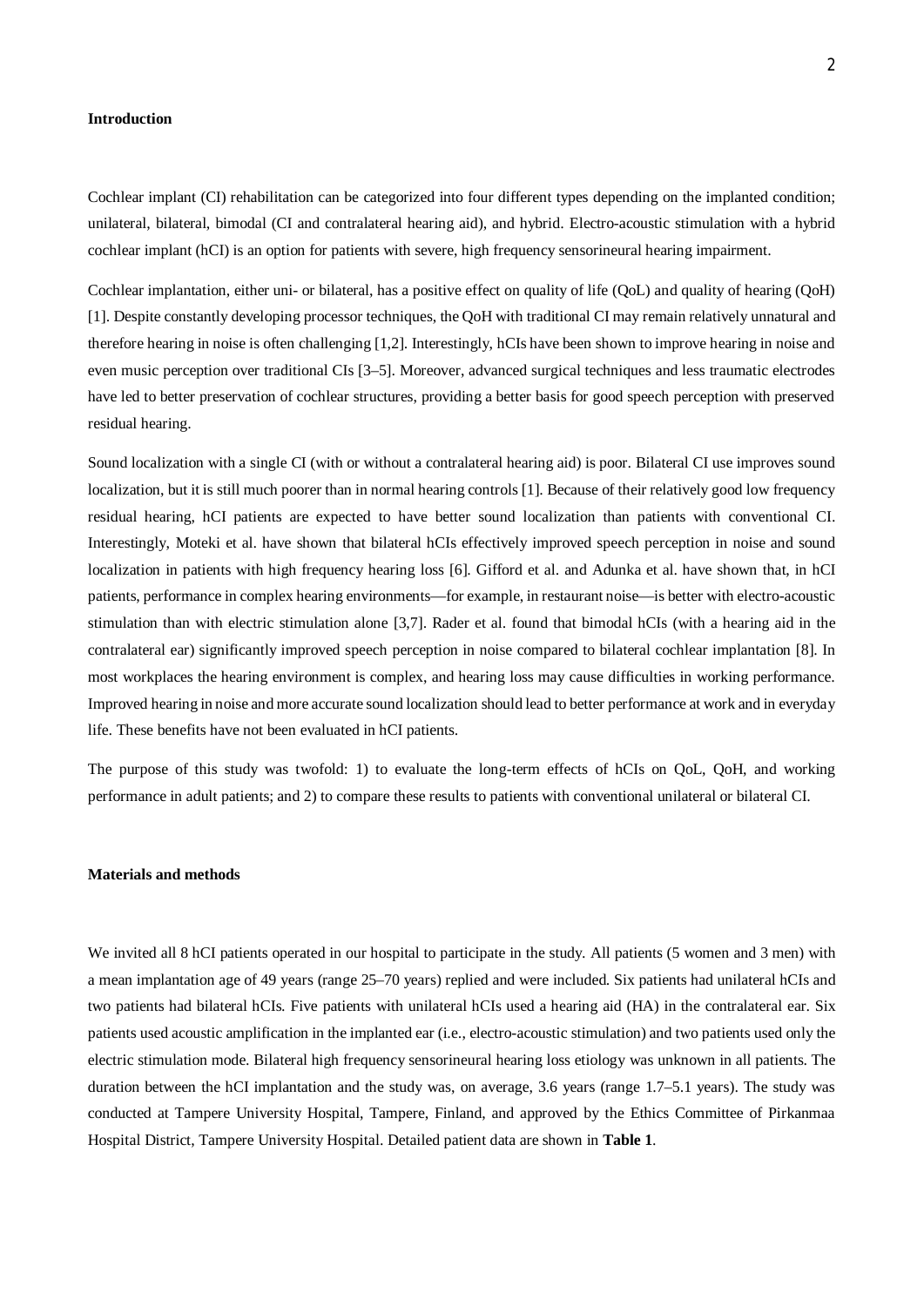## Introduction

Cochlear implant (CI) rehabilitation can be categorized into four different types depending on the implanted condition; unilateral, bilateral, bimodal (CI and contralateral hearing aid), and hybrid. Electro-acoustic stimulation with a hybrid cochlear implant (hCI) is an option for patients with severe, high frequency sensorineural hearing impairment.

Cochlear implantation, either uni- or bilateral, has a positive effect on quality of life (QoL) and quality of hearing (QoH) [1]. Despite constantly developing processor techniques, the QoH with traditional CI may remain relatively unnatural and therefore hearing in noise is often challenging [1,2]. Interestingly, hCIs have been shown to improve hearing in noise and even music perception over traditional CIs [3–5]. Moreover, advanced surgical techniques and less traumatic electrodes have led to better preservation of cochlear structures, providing a better basis for good speech perception with preserved residual hearing.

Sound localization with a single CI (with or without a contralateral hearing aid) is poor. Bilateral CI use improves sound localization, but it is still much poorer than in normal hearing controls [1]. Because of their relatively good low frequency residual hearing, hCI patients are expected to have better sound localization than patients with conventional CI. Interestingly, Moteki et al. have shown that bilateral hCIs effectively improved speech perception in noise and sound localization in patients with high frequency hearing loss [6]. Gifford et al. and Adunka et al. have shown that, in hCI patients, performance in complex hearing environments—for example, in restaurant noise—is better with electro-acoustic stimulation than with electric stimulation alone [3,7]. Rader et al. found that bimodal hCIs (with a hearing aid in the contralateral ear) significantly improved speech perception in noise compared to bilateral cochlear implantation [8]. In most workplaces the hearing environment is complex, and hearing loss may cause difficulties in working performance. Improved hearing in noise and more accurate sound localization should lead to better performance at work and in everyday life. These benefits have not been evaluated in hCI patients.

The purpose of this study was twofold: 1) to evaluate the long-term effects of hCIs on QoL, QoH, and working performance in adult patients; and 2) to compare these results to patients with conventional unilateral or bilateral CI.

## Materials and methods

We invited all 8 hCI patients operated in our hospital to participate in the study. All patients (5 women and 3 men) with a mean implantation age of 49 years (range 25–70 years) replied and were included. Six patients had unilateral hCIs and two patients had bilateral hCIs. Five patients with unilateral hCIs used a hearing aid (HA) in the contralateral ear. Six patients used acoustic amplification in the implanted ear (i.e., electro-acoustic stimulation) and two patients used only the electric stimulation mode. Bilateral high frequency sensorineural hearing loss etiology was unknown in all patients. The duration between the hCI implantation and the study was, on average, 3.6 years (range 1.7–5.1 years). The study was conducted at Tampere University Hospital, Tampere, Finland, and approved by the Ethics Committee of Pirkanmaa Hospital District, Tampere University Hospital. Detailed patient data are shown in **Table 1**.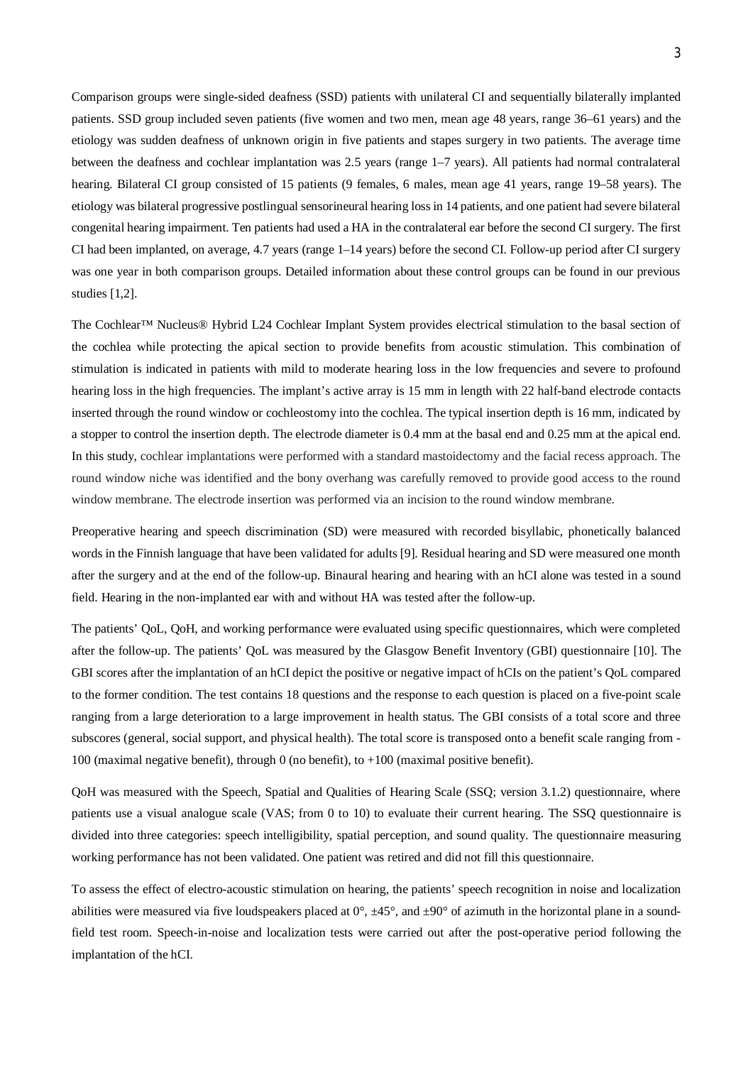Comparison groups were single-sided deafness (SSD) patients with unilateral CI and sequentially bilaterally implanted patients. SSD group included seven patients (five women and two men, mean age 48 years, range 36–61 years) and the etiology was sudden deafness of unknown origin in five patients and stapes surgery in two patients. The average time between the deafness and cochlear implantation was 2.5 years (range 1–7 years). All patients had normal contralateral hearing. Bilateral CI group consisted of 15 patients (9 females, 6 males, mean age 41 years, range 19–58 years). The etiology was bilateral progressive postlingual sensorineural hearing loss in 14 patients, and one patient had severe bilateral congenital hearing impairment. Ten patients had used a HA in the contralateral ear before the second CI surgery. The first CI had been implanted, on average, 4.7 years (range 1–14 years) before the second CI. Follow-up period after CI surgery was one year in both comparison groups. Detailed information about these control groups can be found in our previous studies [1,2].

The Cochlear™ Nucleus® Hybrid L24 Cochlear Implant System provides electrical stimulation to the basal section of the cochlea while protecting the apical section to provide benefits from acoustic stimulation. This combination of stimulation is indicated in patients with mild to moderate hearing loss in the low frequencies and severe to profound hearing loss in the high frequencies. The implant's active array is 15 mm in length with 22 half-band electrode contacts inserted through the round window or cochleostomy into the cochlea. The typical insertion depth is 16 mm, indicated by a stopper to control the insertion depth. The electrode diameter is 0.4 mm at the basal end and 0.25 mm at the apical end. In this study, cochlear implantations were performed with a standard mastoidectomy and the facial recess approach. The round window niche was identified and the bony overhang was carefully removed to provide good access to the round window membrane. The electrode insertion was performed via an incision to the round window membrane.

Preoperative hearing and speech discrimination (SD) were measured with recorded bisyllabic, phonetically balanced words in the Finnish language that have been validated for adults [9]. Residual hearing and SD were measured one month after the surgery and at the end of the follow-up. Binaural hearing and hearing with an hCI alone was tested in a sound field. Hearing in the non-implanted ear with and without HA was tested after the follow-up.

The patients' QoL, QoH, and working performance were evaluated using specific questionnaires, which were completed after the follow-up. The patients' QoL was measured by the Glasgow Benefit Inventory (GBI) questionnaire [10]. The GBI scores after the implantation of an hCI depict the positive or negative impact of hCIs on the patient's QoL compared to the former condition. The test contains 18 questions and the response to each question is placed on a five-point scale ranging from a large deterioration to a large improvement in health status. The GBI consists of a total score and three subscores (general, social support, and physical health). The total score is transposed onto a benefit scale ranging from -100 (maximal negative benefit), through 0 (no benefit), to +100 (maximal positive benefit).

QoH was measured with the Speech, Spatial and Qualities of Hearing Scale (SSQ; version 3.1.2) questionnaire, where patients use a visual analogue scale (VAS; from 0 to 10) to evaluate their current hearing. The SSQ questionnaire is divided into three categories: speech intelligibility, spatial perception, and sound quality. The questionnaire measuring working performance has not been validated. One patient was retired and did not fill this questionnaire.

To assess the effect of electro-acoustic stimulation on hearing, the patients' speech recognition in noise and localization abilities were measured via five loudspeakers placed at 0°, ±45°, and ±90° of azimuth in the horizontal plane in a sound-field test room. Speech-in-noise and localization tests were carried out after the post-operative period following the implantation of the hCI.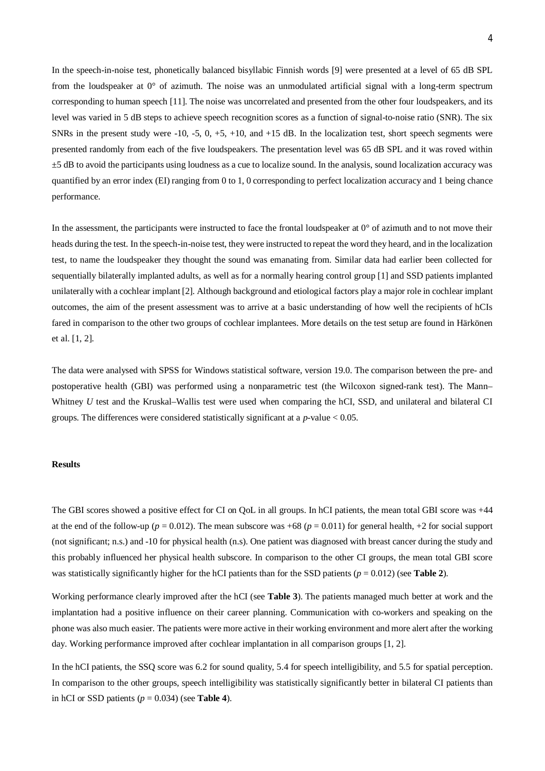In the speech-in-noise test, phonetically balanced bisyllabic Finnish words [9] were presented at a level of 65 dB SPL from the loudspeaker at 0° of azimuth. The noise was an unmodulated artificial signal with a long-term spectrum corresponding to human speech [11]. The noise was uncorrelated and presented from the other four loudspeakers, and its level was varied in 5 dB steps to achieve speech recognition scores as a function of signal-to-noise ratio (SNR). The six SNRs in the present study were -10, -5, 0, +5, +10, and +15 dB. In the localization test, short speech segments were presented randomly from each of the five loudspeakers. The presentation level was 65 dB SPL and it was roved within ±5 dB to avoid the participants using loudness as a cue to localize sound. In the analysis, sound localization accuracy was quantified by an error index (EI) ranging from 0 to 1, 0 corresponding to perfect localization accuracy and 1 being chance performance.

In the assessment, the participants were instructed to face the frontal loudspeaker at 0° of azimuth and to not move their heads during the test. In the speech-in-noise test, they were instructed to repeat the word they heard, and in the localization test, to name the loudspeaker they thought the sound was emanating from. Similar data had earlier been collected for sequentially bilaterally implanted adults, as well as for a normally hearing control group [1] and SSD patients implanted unilaterally with a cochlear implant [2]. Although background and etiological factors play a major role in cochlear implant outcomes, the aim of the present assessment was to arrive at a basic understanding of how well the recipients of hCIs fared in comparison to the other two groups of cochlear implantees. More details on the test setup are found in Härkönen et al. [1, 2].

The data were analysed with SPSS for Windows statistical software, version 19.0. The comparison between the pre- and postoperative health (GBI) was performed using a nonparametric test (the Wilcoxon signed-rank test). The Mann–Whitney *U* test and the Kruskal–Wallis test were used when comparing the hCI, SSD, and unilateral and bilateral CI groups. The differences were considered statistically significant at a $p$-value $< 0.05$.

### Results

The GBI scores showed a positive effect for CI on QoL in all groups. In hCI patients, the mean total GBI score was +44 at the end of the follow-up ($p = 0.012$). The mean subscore was +68 ($p = 0.011$) for general health, +2 for social support (not significant; n.s.) and -10 for physical health (n.s). One patient was diagnosed with breast cancer during the study and this probably influenced her physical health subscore. In comparison to the other CI groups, the mean total GBI score was statistically significantly higher for the hCI patients than for the SSD patients ($p = 0.012$) (see **Table 2**).

Working performance clearly improved after the hCI (see **Table 3**). The patients managed much better at work and the implantation had a positive influence on their career planning. Communication with co-workers and speaking on the phone was also much easier. The patients were more active in their working environment and more alert after the working day. Working performance improved after cochlear implantation in all comparison groups [1, 2].

In the hCI patients, the SSQ score was 6.2 for sound quality, 5.4 for speech intelligibility, and 5.5 for spatial perception. In comparison to the other groups, speech intelligibility was statistically significantly better in bilateral CI patients than in hCI or SSD patients ($p = 0.034$) (see **Table 4**).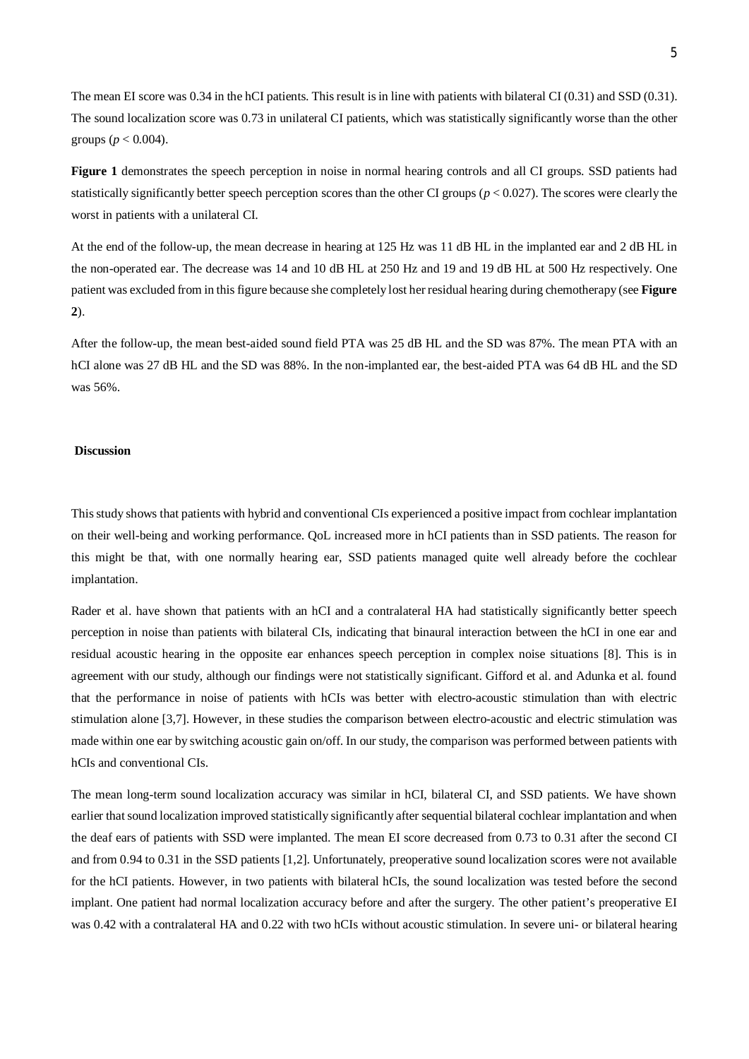The mean EI score was 0.34 in the hCI patients. This result is in line with patients with bilateral CI (0.31) and SSD (0.31). The sound localization score was 0.73 in unilateral CI patients, which was statistically significantly worse than the other groups ($p < 0.004$).

**Figure 1** demonstrates the speech perception in noise in normal hearing controls and all CI groups. SSD patients had statistically significantly better speech perception scores than the other CI groups ($p < 0.027$). The scores were clearly the worst in patients with a unilateral CI.

At the end of the follow-up, the mean decrease in hearing at 125 Hz was 11 dB HL in the implanted ear and 2 dB HL in the non-operated ear. The decrease was 14 and 10 dB HL at 250 Hz and 19 and 19 dB HL at 500 Hz respectively. One patient was excluded from in this figure because she completely lost her residual hearing during chemotherapy (see **Figure 2**).

After the follow-up, the mean best-aided sound field PTA was 25 dB HL and the SD was 87%. The mean PTA with an hCI alone was 27 dB HL and the SD was 88%. In the non-implanted ear, the best-aided PTA was 64 dB HL and the SD was 56%.

## Discussion

This study shows that patients with hybrid and conventional CIs experienced a positive impact from cochlear implantation on their well-being and working performance. QoL increased more in hCI patients than in SSD patients. The reason for this might be that, with one normally hearing ear, SSD patients managed quite well already before the cochlear implantation.

Rader et al. have shown that patients with an hCI and a contralateral HA had statistically significantly better speech perception in noise than patients with bilateral CIs, indicating that binaural interaction between the hCI in one ear and residual acoustic hearing in the opposite ear enhances speech perception in complex noise situations [8]. This is in agreement with our study, although our findings were not statistically significant. Gifford et al. and Adunka et al. found that the performance in noise of patients with hCIs was better with electro-acoustic stimulation than with electric stimulation alone [3,7]. However, in these studies the comparison between electro-acoustic and electric stimulation was made within one ear by switching acoustic gain on/off. In our study, the comparison was performed between patients with hCIs and conventional CIs.

The mean long-term sound localization accuracy was similar in hCI, bilateral CI, and SSD patients. We have shown earlier that sound localization improved statistically significantly after sequential bilateral cochlear implantation and when the deaf ears of patients with SSD were implanted. The mean EI score decreased from 0.73 to 0.31 after the second CI and from 0.94 to 0.31 in the SSD patients [1,2]. Unfortunately, preoperative sound localization scores were not available for the hCI patients. However, in two patients with bilateral hCIs, the sound localization was tested before the second implant. One patient had normal localization accuracy before and after the surgery. The other patient's preoperative EI was 0.42 with a contralateral HA and 0.22 with two hCIs without acoustic stimulation. In severe uni- or bilateral hearing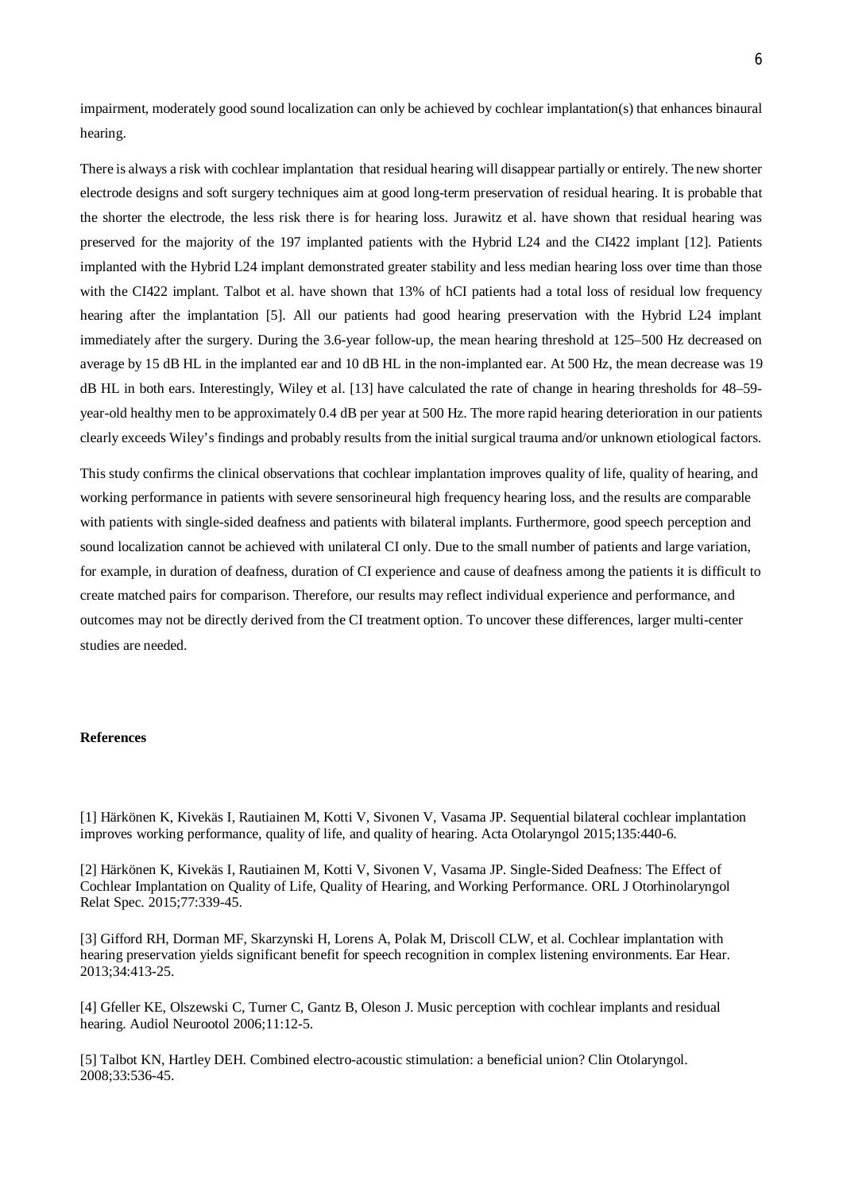impairment, moderately good sound localization can only be achieved by cochlear implantation(s) that enhances binaural hearing.

There is always a risk with cochlear implantation that residual hearing will disappear partially or entirely. The new shorter electrode designs and soft surgery techniques aim at good long-term preservation of residual hearing. It is probable that the shorter the electrode, the less risk there is for hearing loss. Jurawitz et al. have shown that residual hearing was preserved for the majority of the 197 implanted patients with the Hybrid L24 and the CI422 implant [12]. Patients implanted with the Hybrid L24 implant demonstrated greater stability and less median hearing loss over time than those with the CI422 implant. Talbot et al. have shown that 13% of hCI patients had a total loss of residual low frequency hearing after the implantation [5]. All our patients had good hearing preservation with the Hybrid L24 implant immediately after the surgery. During the 3.6-year follow-up, the mean hearing threshold at 125–500 Hz decreased on average by 15 dB HL in the implanted ear and 10 dB HL in the non-implanted ear. At 500 Hz, the mean decrease was 19 dB HL in both ears. Interestingly, Wiley et al. [13] have calculated the rate of change in hearing thresholds for 48–59-year-old healthy men to be approximately 0.4 dB per year at 500 Hz. The more rapid hearing deterioration in our patients clearly exceeds Wiley's findings and probably results from the initial surgical trauma and/or unknown etiological factors.

This study confirms the clinical observations that cochlear implantation improves quality of life, quality of hearing, and working performance in patients with severe sensorineural high frequency hearing loss, and the results are comparable with patients with single-sided deafness and patients with bilateral implants. Furthermore, good speech perception and sound localization cannot be achieved with unilateral CI only. Due to the small number of patients and large variation, for example, in duration of deafness, duration of CI experience and cause of deafness among the patients it is difficult to create matched pairs for comparison. Therefore, our results may reflect individual experience and performance, and outcomes may not be directly derived from the CI treatment option. To uncover these differences, larger multi-center studies are needed.

**References**

[1] Härkönen K, Kivekäs I, Rautiainen M, Kotti V, Sivonen V, Vasama JP. Sequential bilateral cochlear implantation improves working performance, quality of life, and quality of hearing. Acta Otolaryngol 2015;135:440-6.

[2] Härkönen K, Kivekäs I, Rautiainen M, Kotti V, Sivonen V, Vasama JP. Single-Sided Deafness: The Effect of Cochlear Implantation on Quality of Life, Quality of Hearing, and Working Performance. ORL J Otorhinolaryngol Relat Spec. 2015;77:339-45.

[3] Gifford RH, Dorman MF, Skarzynski H, Lorens A, Polak M, Driscoll CLW, et al. Cochlear implantation with hearing preservation yields significant benefit for speech recognition in complex listening environments. Ear Hear. 2013;34:413-25.

[4] Gfeller KE, Olszewski C, Turner C, Gantz B, Oleson J. Music perception with cochlear implants and residual hearing. Audiol Neurootol 2006;11:12-5.

[5] Talbot KN, Hartley DEH. Combined electro-acoustic stimulation: a beneficial union? Clin Otolaryngol. 2008;33:536-45.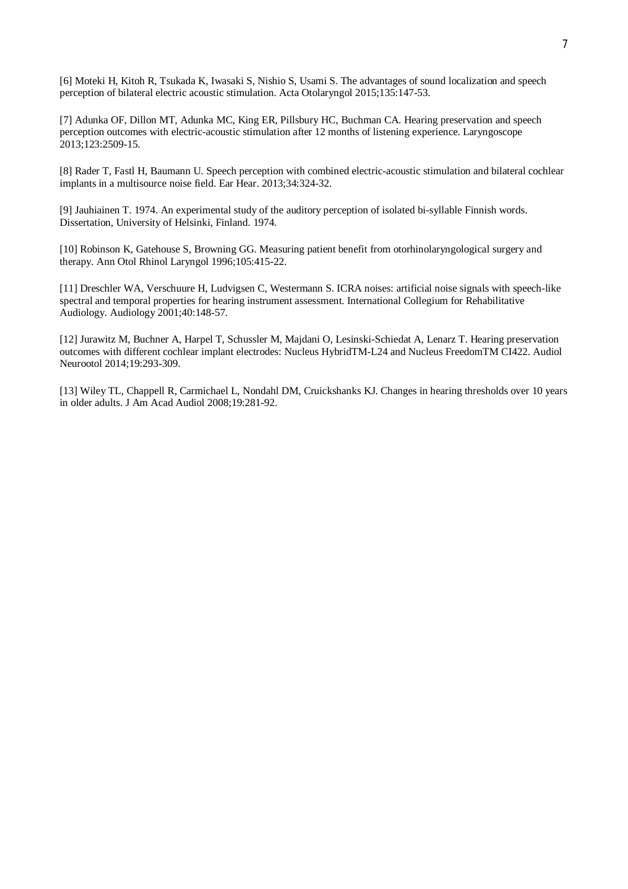[6] Moteki H, Kitoh R, Tsukada K, Iwasaki S, Nishio S, Usami S. The advantages of sound localization and speech perception of bilateral electric acoustic stimulation. Acta Otolaryngol 2015;135:147-53.

[7] Adunka OF, Dillon MT, Adunka MC, King ER, Pillsbury HC, Buchman CA. Hearing preservation and speech perception outcomes with electric-acoustic stimulation after 12 months of listening experience. Laryngoscope 2013;123:2509-15.

[8] Rader T, Fastl H, Baumann U. Speech perception with combined electric-acoustic stimulation and bilateral cochlear implants in a multisource noise field. Ear Hear. 2013;34:324-32.

[9] Jauhiainen T. 1974. An experimental study of the auditory perception of isolated bi-syllable Finnish words. Dissertation, University of Helsinki, Finland. 1974.

[10] Robinson K, Gatehouse S, Browning GG. Measuring patient benefit from otorhinolaryngological surgery and therapy. Ann Otol Rhinol Laryngol 1996;105:415-22.

[11] Dreschler WA, Verschuure H, Ludvigsen C, Westermann S. ICRA noises: artificial noise signals with speech-like spectral and temporal properties for hearing instrument assessment. International Collegium for Rehabilitative Audiology. Audiology 2001;40:148-57.

[12] Jurawitz M, Buchner A, Harpel T, Schussler M, Majdani O, Lesinski-Schiedat A, Lenarz T. Hearing preservation outcomes with different cochlear implant electrodes: Nucleus HybridTM-L24 and Nucleus FreedomTM CI422. Audiol Neurootol 2014;19:293-309.

[13] Wiley TL, Chappell R, Carmichael L, Nondahl DM, Cruickshanks KJ. Changes in hearing thresholds over 10 years in older adults. J Am Acad Audiol 2008;19:281-92.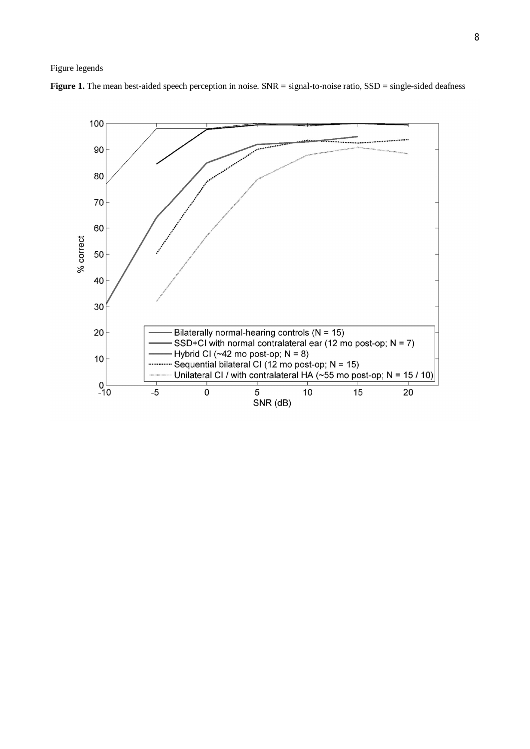Figure legends

**Figure 1.** The mean best-aided speech perception in noise. SNR = signal-to-noise ratio, SSD = single-sided deafness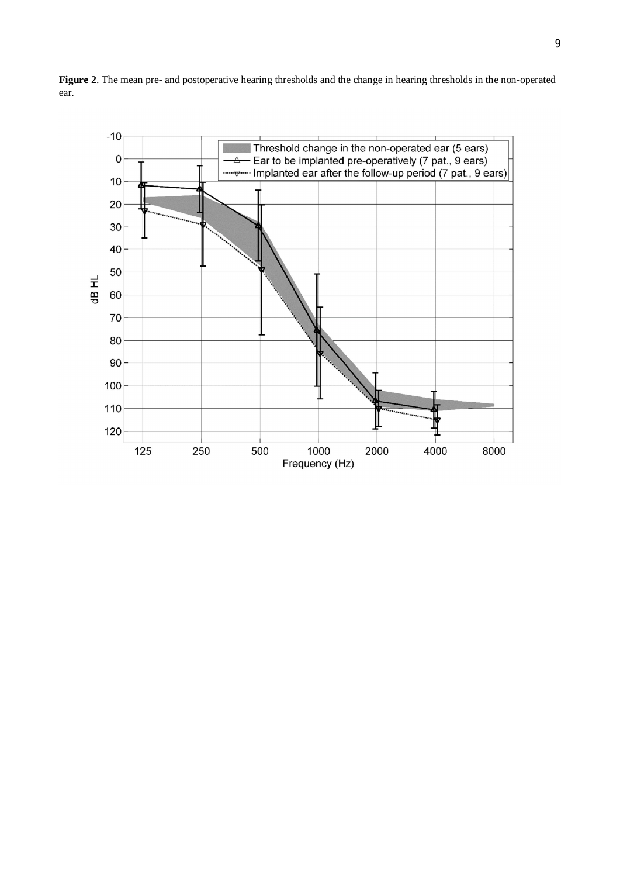**Figure 2**. The mean pre- and postoperative hearing thresholds and the change in hearing thresholds in the non-operated ear.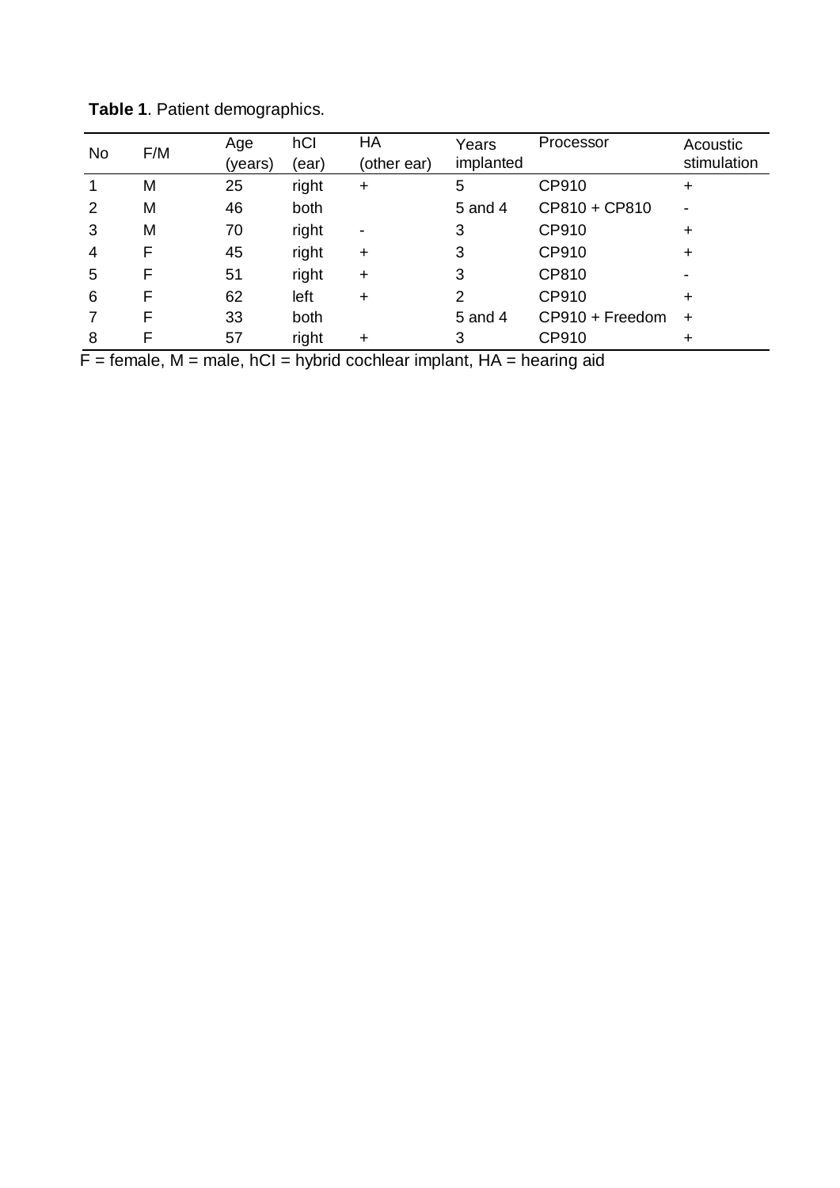**Table 1**. Patient demographics.

| No | F/M | Age (years) | hCI (ear) | HA (other ear) | Years implanted | Processor | Acoustic stimulation |
|---|---|---|---|---|---|---|---|
| 1 | M | 25 | right | + | 5 | CP910 | + |
| 2 | M | 46 | both | | 5 and 4 | CP810 + CP810 | - |
| 3 | M | 70 | right | - | 3 | CP910 | + |
| 4 | F | 45 | right | + | 3 | CP910 | + |
| 5 | F | 51 | right | + | 3 | CP810 | - |
| 6 | F | 62 | left | + | 2 | CP910 | + |
| 7 | F | 33 | both | | 5 and 4 | CP910 + Freedom | + |
| 8 | F | 57 | right | + | 3 | CP910 | + |

F = female, M = male, hCI = hybrid cochlear implant, HA = hearing aid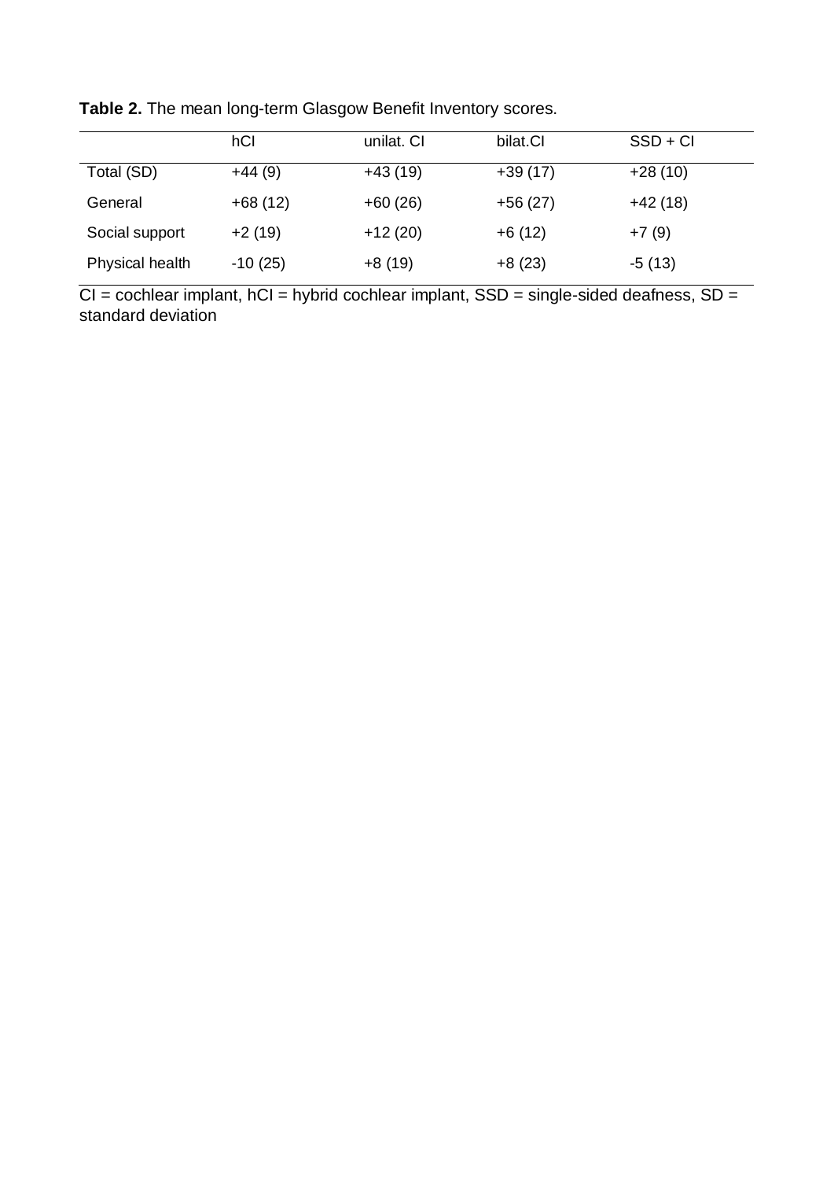**Table 2.** The mean long-term Glasgow Benefit Inventory scores.

| | hCI | unilat. CI | bilat.CI | SSD + CI |
|---|---|---|---|---|
| Total (SD) | +44 (9) | +43 (19) | +39 (17) | +28 (10) |
| General | +68 (12) | +60 (26) | +56 (27) | +42 (18) |
| Social support | +2 (19) | +12 (20) | +6 (12) | +7 (9) |
| Physical health | -10 (25) | +8 (19) | +8 (23) | -5 (13) |

CI = cochlear implant, hCI = hybrid cochlear implant, SSD = single-sided deafness, SD = standard deviation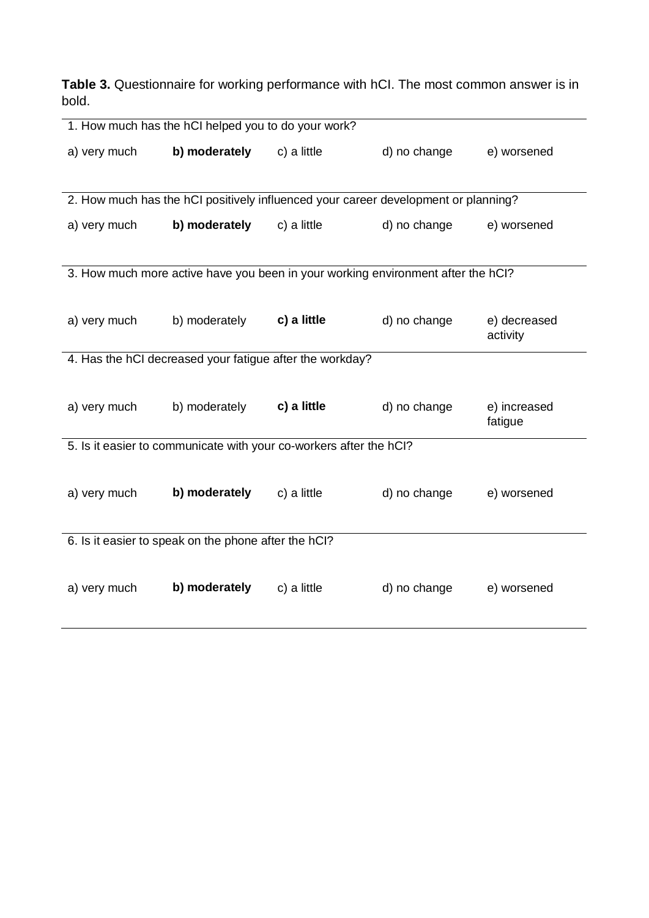**Table 3.** Questionnaire for working performance with hCI. The most common answer is in bold.

| 1. How much has the hCI helped you to do your work? | | | | |
|---|---|---|---|---|
| a) very much | **b) moderately** | c) a little | d) no change | e) worsened |
| **2. How much has the hCI positively influenced your career development or planning?** | | | | |
| a) very much | **b) moderately** | c) a little | d) no change | e) worsened |
| **3. How much more active have you been in your working environment after the hCI?** | | | | |
| a) very much | b) moderately | **c) a little** | d) no change | e) decreased activity |
| **4. Has the hCI decreased your fatigue after the workday?** | | | | |
| a) very much | b) moderately | **c) a little** | d) no change | e) increased fatigue |
| **5. Is it easier to communicate with your co-workers after the hCI?** | | | | |
| a) very much | **b) moderately** | c) a little | d) no change | e) worsened |
| **6. Is it easier to speak on the phone after the hCI?** | | | | |
| a) very much | **b) moderately** | c) a little | d) no change | e) worsened |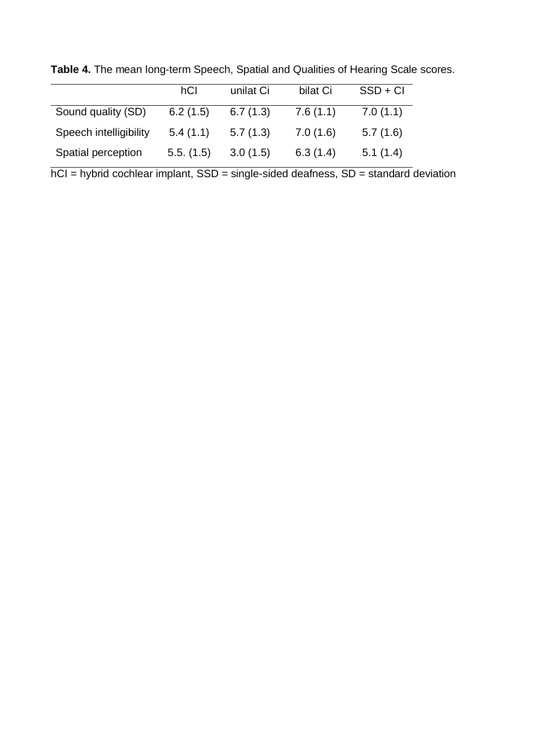**Table 4.** The mean long-term Speech, Spatial and Qualities of Hearing Scale scores.

| | hCI | unilat Ci | bilat Ci | SSD + CI |
|---|---|---|---|---|
| Sound quality (SD) | 6.2 (1.5) | 6.7 (1.3) | 7.6 (1.1) | 7.0 (1.1) |
| Speech intelligibility | 5.4 (1.1) | 5.7 (1.3) | 7.0 (1.6) | 5.7 (1.6) |
| Spatial perception | 5.5. (1.5) | 3.0 (1.5) | 6.3 (1.4) | 5.1 (1.4) |

hCI = hybrid cochlear implant, SSD = single-sided deafness, SD = standard deviation